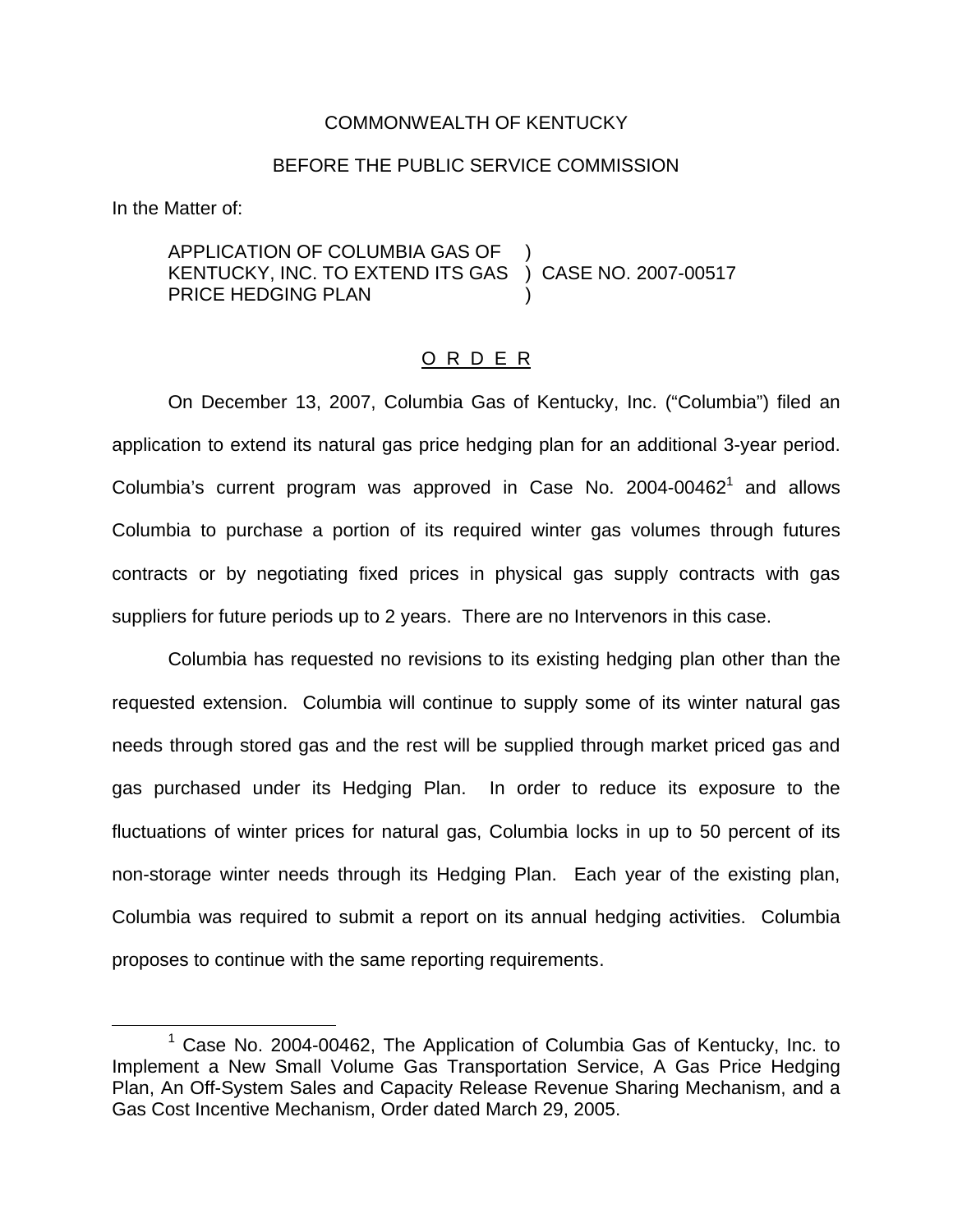COMMONWEALTH OF KENTUCKY

BEFORE THE PUBLIC SERVICE COMMISSION

In the Matter of:

APPLICATION OF COLUMBIA GAS OF KENTUCKY, INC. TO EXTEND ITS GAS PRICE HEDGING PLAN ) CASE NO. 2007-00517

## O R D E R

On December 13, 2007, Columbia Gas of Kentucky, Inc. ("Columbia") filed an application to extend its natural gas price hedging plan for an additional 3-year period. Columbia's current program was approved in Case No. 2004-00462[1] and allows Columbia to purchase a portion of its required winter gas volumes through futures contracts or by negotiating fixed prices in physical gas supply contracts with gas suppliers for future periods up to 2 years. There are no Intervenors in this case.

Columbia has requested no revisions to its existing hedging plan other than the requested extension. Columbia will continue to supply some of its winter natural gas needs through stored gas and the rest will be supplied through market priced gas and gas purchased under its Hedging Plan. In order to reduce its exposure to the fluctuations of winter prices for natural gas, Columbia locks in up to 50 percent of its non-storage winter needs through its Hedging Plan. Each year of the existing plan, Columbia was required to submit a report on its annual hedging activities. Columbia proposes to continue with the same reporting requirements.

[1] Case No. 2004-00462, The Application of Columbia Gas of Kentucky, Inc. to Implement a New Small Volume Gas Transportation Service, A Gas Price Hedging Plan, An Off-System Sales and Capacity Release Revenue Sharing Mechanism, and a Gas Cost Incentive Mechanism, Order dated March 29, 2005.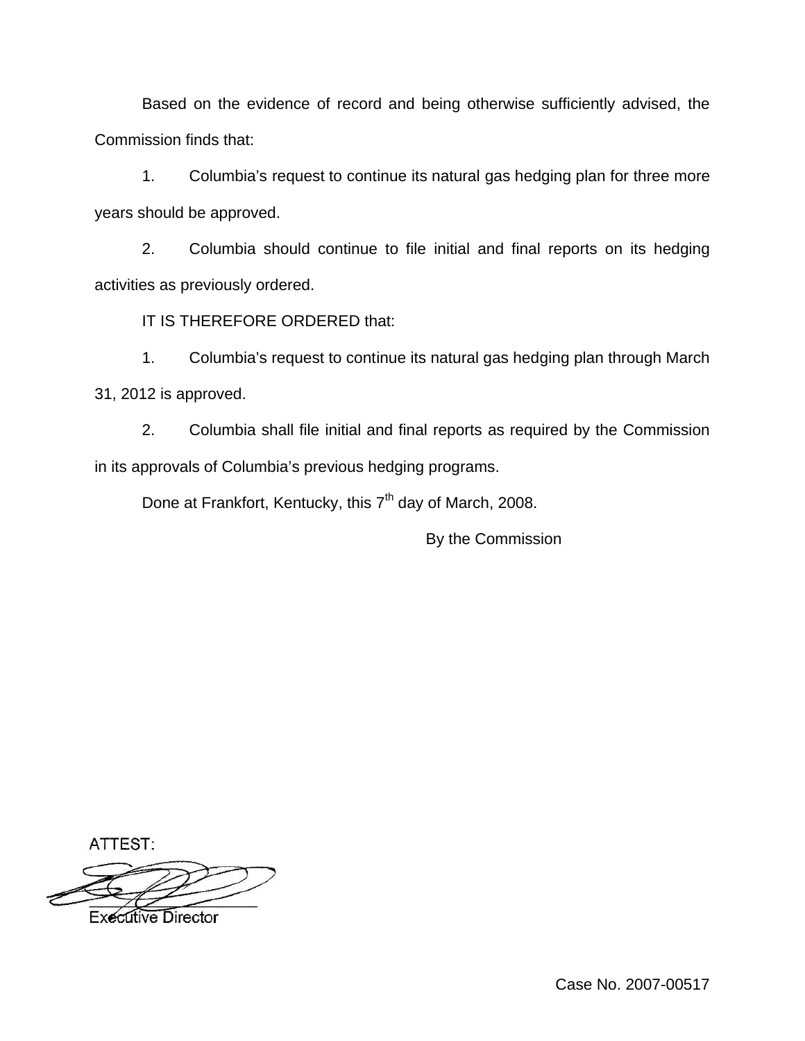Based on the evidence of record and being otherwise sufficiently advised, the Commission finds that:

1. Columbia's request to continue its natural gas hedging plan for three more years should be approved.

2. Columbia should continue to file initial and final reports on its hedging activities as previously ordered.

IT IS THEREFORE ORDERED that:

1. Columbia's request to continue its natural gas hedging plan through March 31, 2012 is approved.

2. Columbia shall file initial and final reports as required by the Commission in its approvals of Columbia's previous hedging programs.

Done at Frankfort, Kentucky, this 7th day of March, 2008.

By the Commission

ATTEST:

Executive Director

Case No. 2007-00517